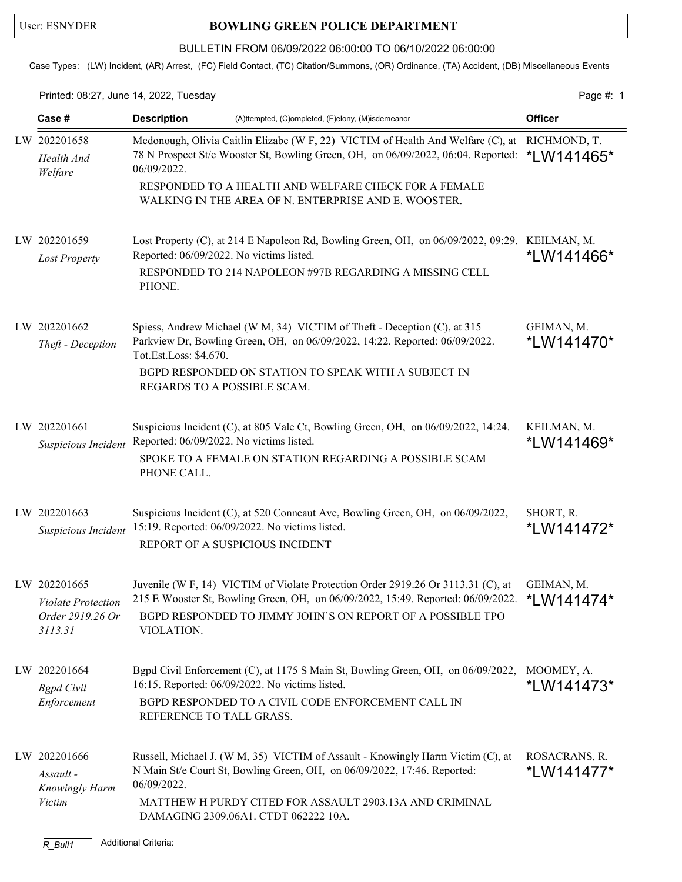User: ESNYDER

# BOWLING GREEN POLICE DEPARTMENT

## BULLETIN FROM 06/09/2022 06:00:00 TO 06/10/2022 06:00:00

Case Types: (LW) Incident, (AR) Arrest, (FC) Field Contact, (TC) Citation/Summons, (OR) Ordinance, (TA) Accident, (DB) Miscellaneous Events

Printed: 08:27, June 14, 2022, Tuesday

| Case # | Description (A)ttempted, (C)ompleted, (F)elony, (M)isdemeanor | Officer |
|---|---|---|
| LW 202201658 *Health And Welfare* | Mcdonough, Olivia Caitlin Elizabe (W F, 22) VICTIM of Health And Welfare (C), at 78 N Prospect St/e Wooster St, Bowling Green, OH, on 06/09/2022, 06:04. Reported: 06/09/2022. RESPONDED TO A HEALTH AND WELFARE CHECK FOR A FEMALE WALKING IN THE AREA OF N. ENTERPRISE AND E. WOOSTER. | RICHMOND, T. *LW141465* |
| LW 202201659 *Lost Property* | Lost Property (C), at 214 E Napoleon Rd, Bowling Green, OH, on 06/09/2022, 09:29. Reported: 06/09/2022. No victims listed. RESPONDED TO 214 NAPOLEON #97B REGARDING A MISSING CELL PHONE. | KEILMAN, M. *LW141466* |
| LW 202201662 *Theft - Deception* | Spiess, Andrew Michael (W M, 34) VICTIM of Theft - Deception (C), at 315 Parkview Dr, Bowling Green, OH, on 06/09/2022, 14:22. Reported: 06/09/2022. Tot.Est.Loss: $4,670. BGPD RESPONDED ON STATION TO SPEAK WITH A SUBJECT IN REGARDS TO A POSSIBLE SCAM. | GEIMAN, M. *LW141470* |
| LW 202201661 *Suspicious Incident* | Suspicious Incident (C), at 805 Vale Ct, Bowling Green, OH, on 06/09/2022, 14:24. Reported: 06/09/2022. No victims listed. SPOKE TO A FEMALE ON STATION REGARDING A POSSIBLE SCAM PHONE CALL. | KEILMAN, M. *LW141469* |
| LW 202201663 *Suspicious Incident* | Suspicious Incident (C), at 520 Conneaut Ave, Bowling Green, OH, on 06/09/2022, 15:19. Reported: 06/09/2022. No victims listed. REPORT OF A SUSPICIOUS INCIDENT | SHORT, R. *LW141472* |
| LW 202201665 *Violate Protection Order 2919.26 Or 3113.31* | Juvenile (W F, 14) VICTIM of Violate Protection Order 2919.26 Or 3113.31 (C), at 215 E Wooster St, Bowling Green, OH, on 06/09/2022, 15:49. Reported: 06/09/2022. BGPD RESPONDED TO JIMMY JOHN`S ON REPORT OF A POSSIBLE TPO VIOLATION. | GEIMAN, M. *LW141474* |
| LW 202201664 *Bgpd Civil Enforcement* | Bgpd Civil Enforcement (C), at 1175 S Main St, Bowling Green, OH, on 06/09/2022, 16:15. Reported: 06/09/2022. No victims listed. BGPD RESPONDED TO A CIVIL CODE ENFORCEMENT CALL IN REFERENCE TO TALL GRASS. | MOOMEY, A. *LW141473* |
| LW 202201666 *Assault - Knowingly Harm Victim* | Russell, Michael J. (W M, 35) VICTIM of Assault - Knowingly Harm Victim (C), at N Main St/e Court St, Bowling Green, OH, on 06/09/2022, 17:46. Reported: 06/09/2022. MATTHEW H PURDY CITED FOR ASSAULT 2903.13A AND CRIMINAL DAMAGING 2309.06A1. CTDT 062222 10A. | ROSACRANS, R. *LW141477* |

R_Bull1 Additional Criteria: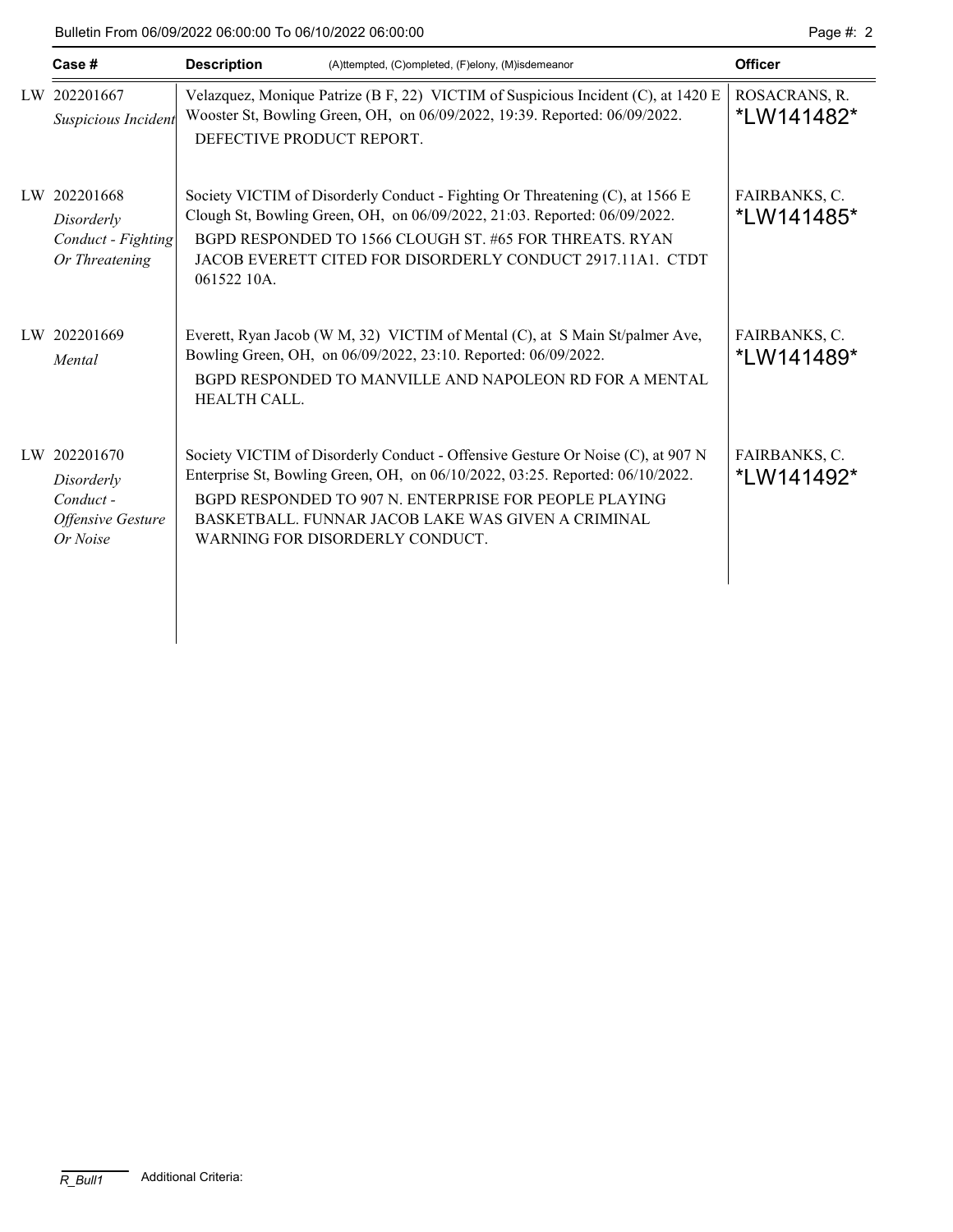| Case # | Description (A)ttempted, (C)ompleted, (F)elony, (M)isdemeanor | Officer |
|---|---|---|
| LW 202201667 *Suspicious Incident* | Velazquez, Monique Patrize (B F, 22) VICTIM of Suspicious Incident (C), at 1420 E Wooster St, Bowling Green, OH, on 06/09/2022, 19:39. Reported: 06/09/2022. DEFECTIVE PRODUCT REPORT. | ROSACRANS, R. *LW141482* |
| LW 202201668 *Disorderly Conduct - Fighting Or Threatening* | Society VICTIM of Disorderly Conduct - Fighting Or Threatening (C), at 1566 E Clough St, Bowling Green, OH, on 06/09/2022, 21:03. Reported: 06/09/2022. BGPD RESPONDED TO 1566 CLOUGH ST. #65 FOR THREATS. RYAN JACOB EVERETT CITED FOR DISORDERLY CONDUCT 2917.11A1. CTDT 061522 10A. | FAIRBANKS, C. *LW141485* |
| LW 202201669 *Mental* | Everett, Ryan Jacob (W M, 32) VICTIM of Mental (C), at S Main St/palmer Ave, Bowling Green, OH, on 06/09/2022, 23:10. Reported: 06/09/2022. BGPD RESPONDED TO MANVILLE AND NAPOLEON RD FOR A MENTAL HEALTH CALL. | FAIRBANKS, C. *LW141489* |
| LW 202201670 *Disorderly Conduct - Offensive Gesture Or Noise* | Society VICTIM of Disorderly Conduct - Offensive Gesture Or Noise (C), at 907 N Enterprise St, Bowling Green, OH, on 06/10/2022, 03:25. Reported: 06/10/2022. BGPD RESPONDED TO 907 N. ENTERPRISE FOR PEOPLE PLAYING BASKETBALL. FUNNAR JACOB LAKE WAS GIVEN A CRIMINAL WARNING FOR DISORDERLY CONDUCT. | FAIRBANKS, C. *LW141492* |

R_Bull1 Additional Criteria: